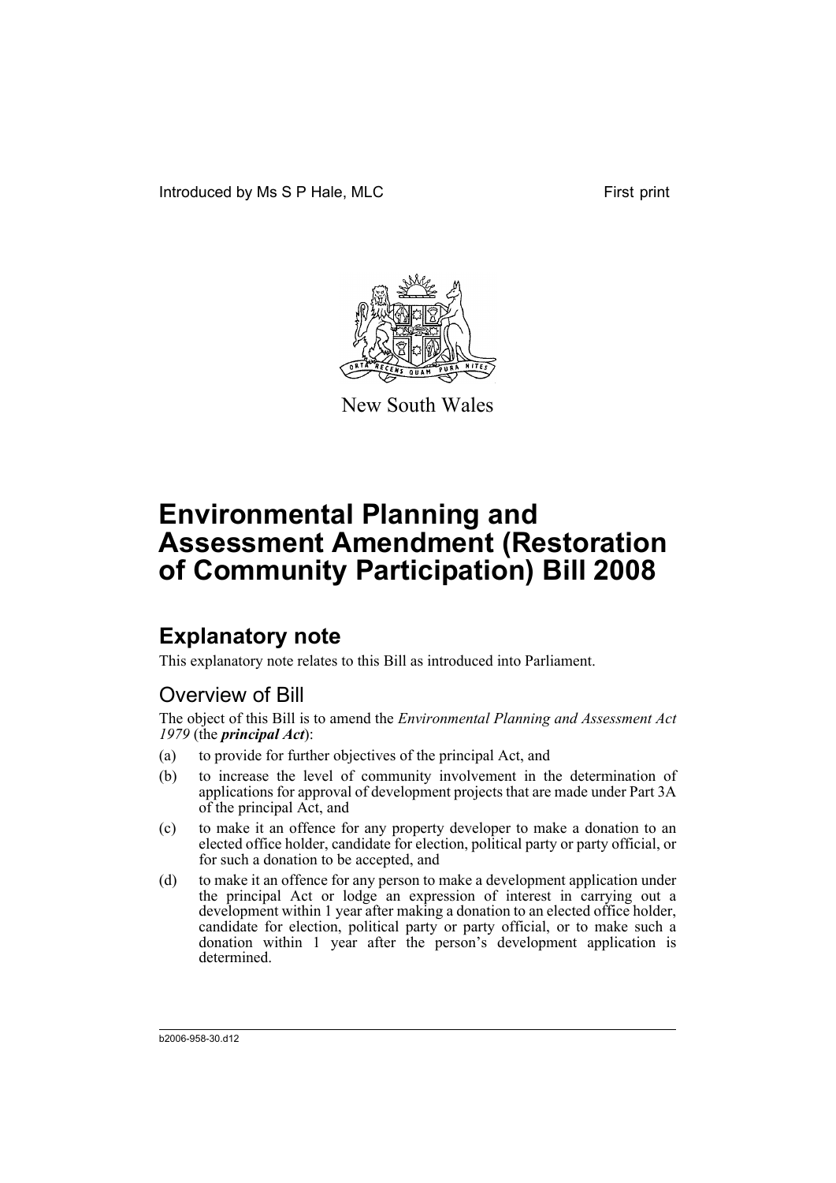Introduced by Ms S P Hale, MLC First print

New South Wales

# Environmental Planning and Assessment Amendment (Restoration of Community Participation) Bill 2008

## Explanatory note

This explanatory note relates to this Bill as introduced into Parliament.

### Overview of Bill

The object of this Bill is to amend the *Environmental Planning and Assessment Act 1979* (the ***principal Act***):

(a) to provide for further objectives of the principal Act, and

(b) to increase the level of community involvement in the determination of applications for approval of development projects that are made under Part 3A of the principal Act, and

(c) to make it an offence for any property developer to make a donation to an elected office holder, candidate for election, political party or party official, or for such a donation to be accepted, and

(d) to make it an offence for any person to make a development application under the principal Act or lodge an expression of interest in carrying out a development within 1 year after making a donation to an elected office holder, candidate for election, political party or party official, or to make such a donation within 1 year after the person's development application is determined.

b2006-958-30.d12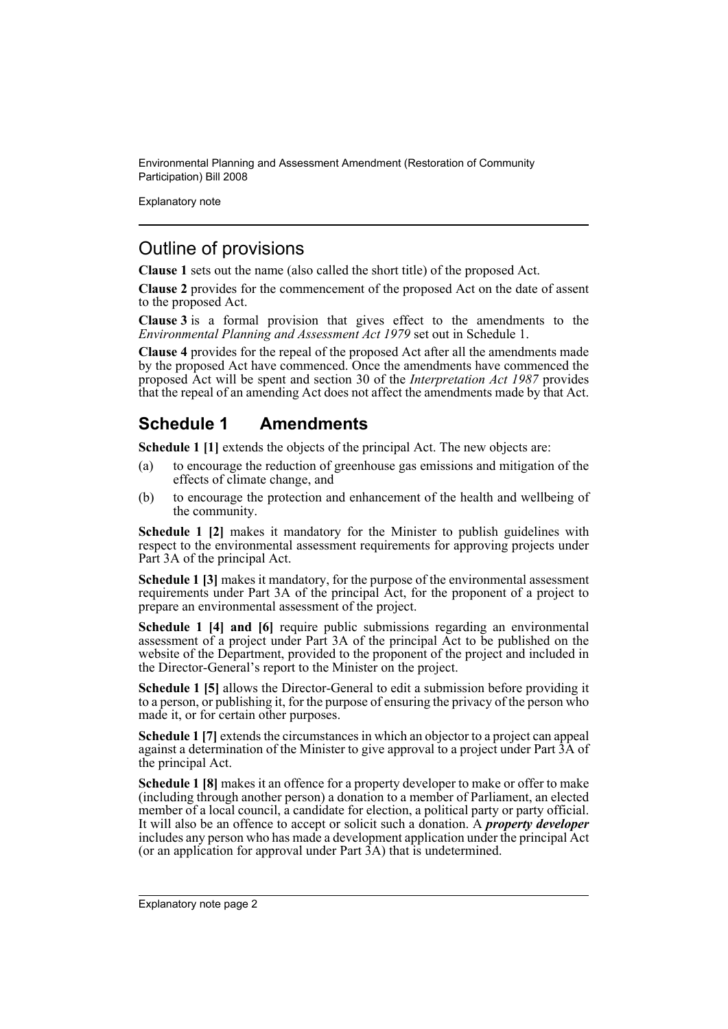## Outline of provisions

**Clause 1** sets out the name (also called the short title) of the proposed Act.

**Clause 2** provides for the commencement of the proposed Act on the date of assent to the proposed Act.

**Clause 3** is a formal provision that gives effect to the amendments to the *Environmental Planning and Assessment Act 1979* set out in Schedule 1.

**Clause 4** provides for the repeal of the proposed Act after all the amendments made by the proposed Act have commenced. Once the amendments have commenced the proposed Act will be spent and section 30 of the *Interpretation Act 1987* provides that the repeal of an amending Act does not affect the amendments made by that Act.

## Schedule 1 Amendments

**Schedule 1 [1]** extends the objects of the principal Act. The new objects are:

(a) to encourage the reduction of greenhouse gas emissions and mitigation of the effects of climate change, and

(b) to encourage the protection and enhancement of the health and wellbeing of the community.

**Schedule 1 [2]** makes it mandatory for the Minister to publish guidelines with respect to the environmental assessment requirements for approving projects under Part 3A of the principal Act.

**Schedule 1 [3]** makes it mandatory, for the purpose of the environmental assessment requirements under Part 3A of the principal Act, for the proponent of a project to prepare an environmental assessment of the project.

**Schedule 1 [4] and [6]** require public submissions regarding an environmental assessment of a project under Part 3A of the principal Act to be published on the website of the Department, provided to the proponent of the project and included in the Director-General's report to the Minister on the project.

**Schedule 1 [5]** allows the Director-General to edit a submission before providing it to a person, or publishing it, for the purpose of ensuring the privacy of the person who made it, or for certain other purposes.

**Schedule 1 [7]** extends the circumstances in which an objector to a project can appeal against a determination of the Minister to give approval to a project under Part 3A of the principal Act.

**Schedule 1 [8]** makes it an offence for a property developer to make or offer to make (including through another person) a donation to a member of Parliament, an elected member of a local council, a candidate for election, a political party or party official. It will also be an offence to accept or solicit such a donation. A ***property developer*** includes any person who has made a development application under the principal Act (or an application for approval under Part 3A) that is undetermined.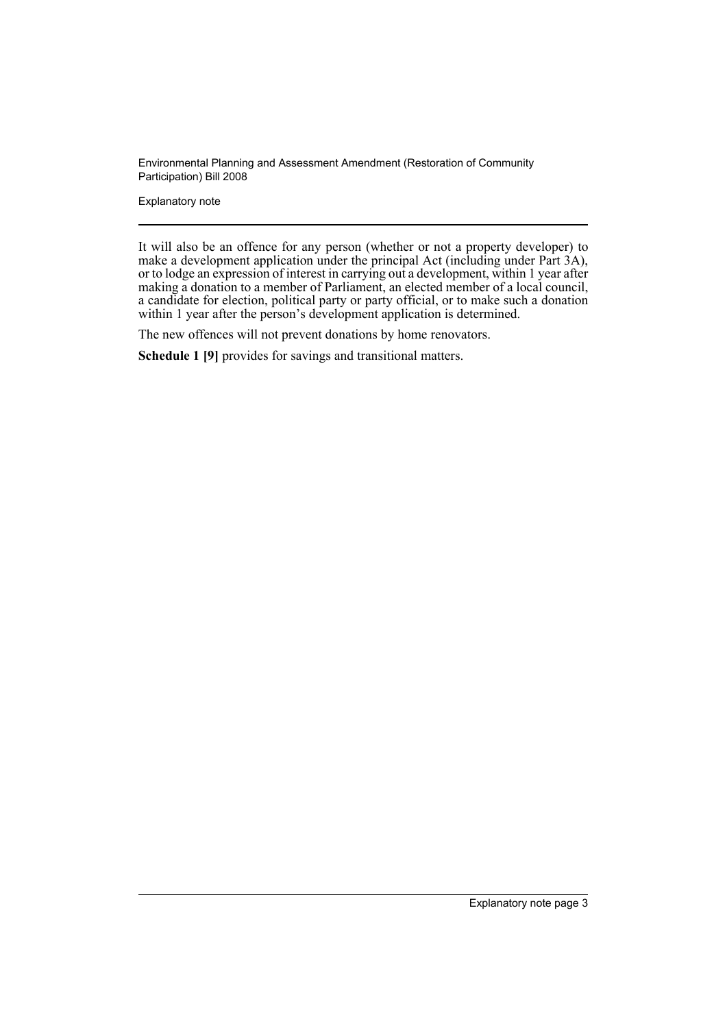It will also be an offence for any person (whether or not a property developer) to make a development application under the principal Act (including under Part 3A), or to lodge an expression of interest in carrying out a development, within 1 year after making a donation to a member of Parliament, an elected member of a local council, a candidate for election, political party or party official, or to make such a donation within 1 year after the person's development application is determined.

The new offences will not prevent donations by home renovators.

**Schedule 1 [9]** provides for savings and transitional matters.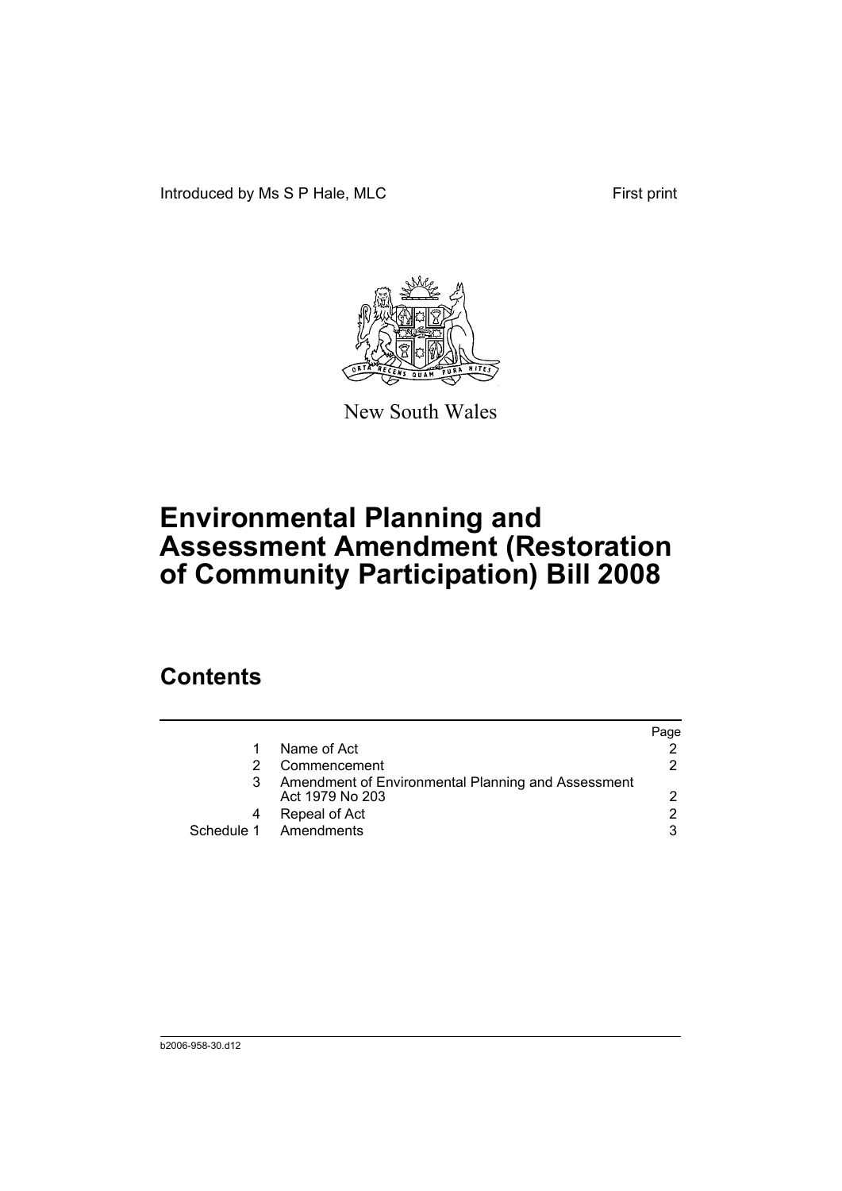Introduced by Ms S P Hale, MLC First print

New South Wales

# Environmental Planning and Assessment Amendment (Restoration of Community Participation) Bill 2008

## Contents

| | | Page |
|---|---|---|
| 1 | Name of Act | 2 |
| 2 | Commencement | 2 |
| 3 | Amendment of Environmental Planning and Assessment Act 1979 No 203 | 2 |
| 4 | Repeal of Act | 2 |
| Schedule 1 | Amendments | 3 |

b2006-958-30.d12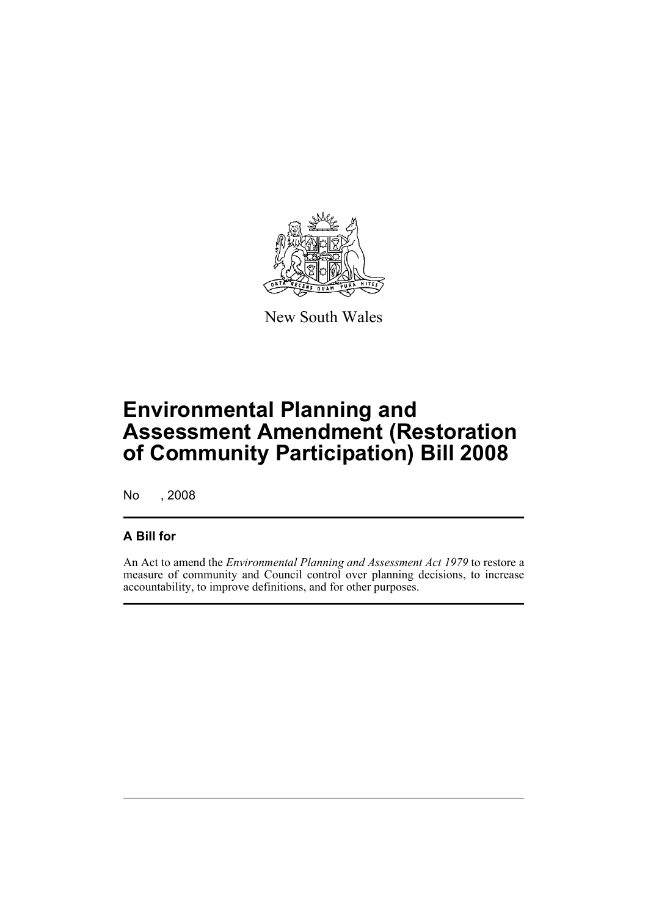New South Wales

# Environmental Planning and Assessment Amendment (Restoration of Community Participation) Bill 2008

No , 2008

## A Bill for

An Act to amend the *Environmental Planning and Assessment Act 1979* to restore a measure of community and Council control over planning decisions, to increase accountability, to improve definitions, and for other purposes.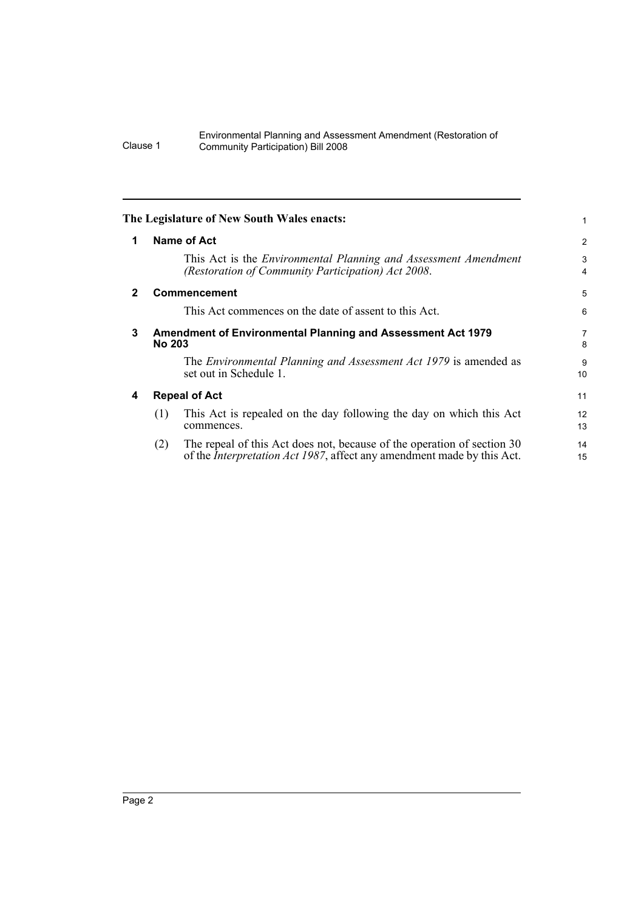**The Legislature of New South Wales enacts:**

## 1 Name of Act

This Act is the *Environmental Planning and Assessment Amendment (Restoration of Community Participation) Act 2008*.

## 2 Commencement

This Act commences on the date of assent to this Act.

## 3 Amendment of Environmental Planning and Assessment Act 1979 No 203

The *Environmental Planning and Assessment Act 1979* is amended as set out in Schedule 1.

## 4 Repeal of Act

(1) This Act is repealed on the day following the day on which this Act commences.

(2) The repeal of this Act does not, because of the operation of section 30 of the *Interpretation Act 1987*, affect any amendment made by this Act.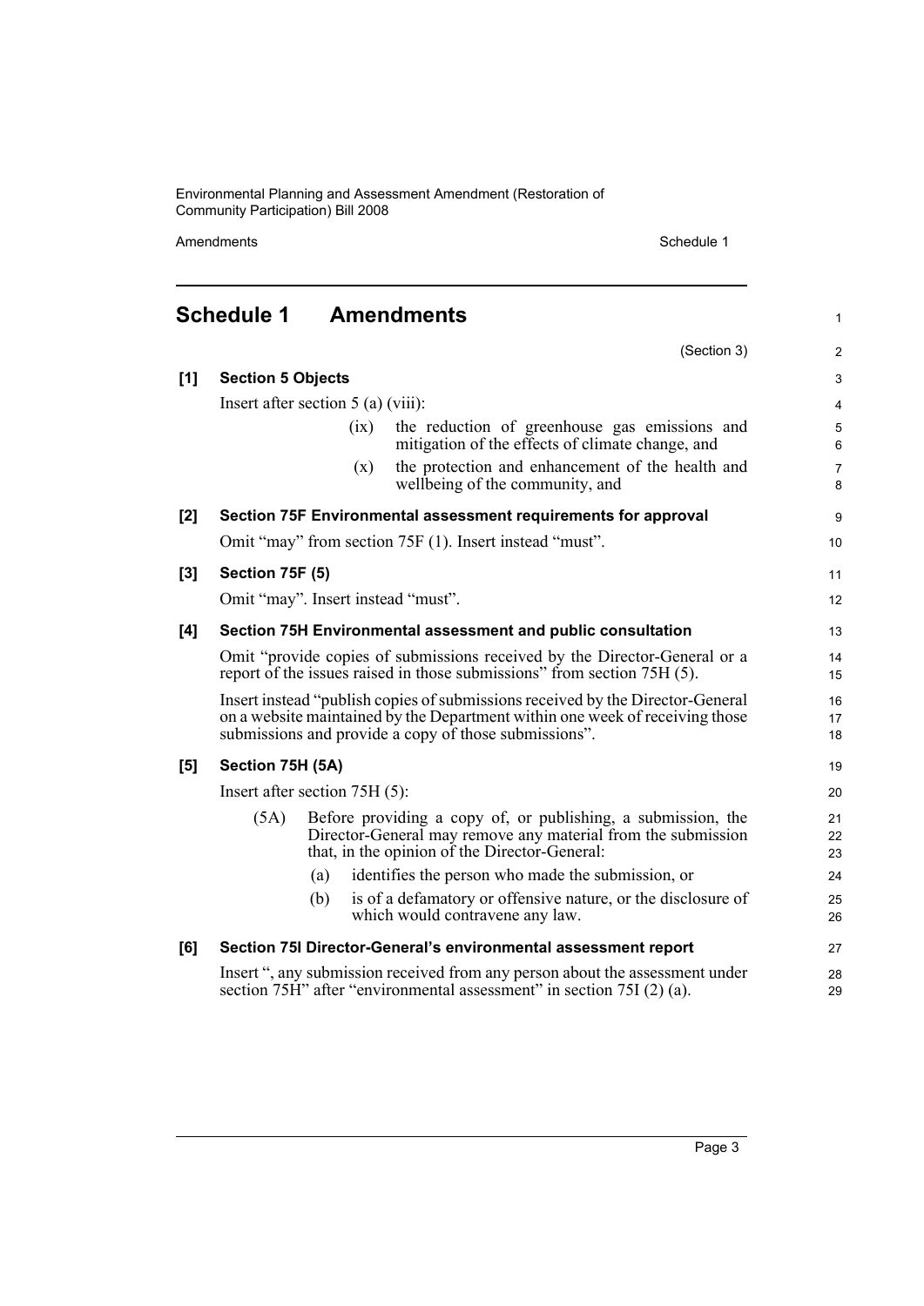## Schedule 1 Amendments

(Section 3)

**[1] Section 5 Objects**

Insert after section 5 (a) (viii):

> (ix) the reduction of greenhouse gas emissions and mitigation of the effects of climate change, and
>
> (x) the protection and enhancement of the health and wellbeing of the community, and

**[2] Section 75F Environmental assessment requirements for approval**

Omit "may" from section 75F (1). Insert instead "must".

**[3] Section 75F (5)**

Omit "may". Insert instead "must".

**[4] Section 75H Environmental assessment and public consultation**

Omit "provide copies of submissions received by the Director-General or a report of the issues raised in those submissions" from section 75H (5).

Insert instead "publish copies of submissions received by the Director-General on a website maintained by the Department within one week of receiving those submissions and provide a copy of those submissions".

**[5] Section 75H (5A)**

Insert after section 75H (5):

> (5A) Before providing a copy of, or publishing, a submission, the Director-General may remove any material from the submission that, in the opinion of the Director-General:
>
> (a) identifies the person who made the submission, or
>
> (b) is of a defamatory or offensive nature, or the disclosure of which would contravene any law.

**[6] Section 75I Director-General's environmental assessment report**

Insert ", any submission received from any person about the assessment under section 75H" after "environmental assessment" in section 75I (2) (a).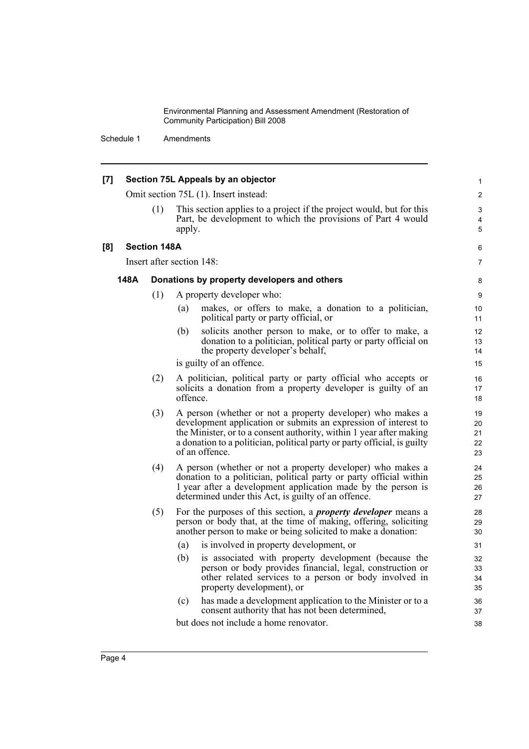**[7] Section 75L Appeals by an objector**

Omit section 75L (1). Insert instead:

(1) This section applies to a project if the project would, but for this Part, be development to which the provisions of Part 4 would apply.

**[8] Section 148A**

Insert after section 148:

**148A Donations by property developers and others**

(1) A property developer who:

(a) makes, or offers to make, a donation to a politician, political party or party official, or

(b) solicits another person to make, or to offer to make, a donation to a politician, political party or party official on the property developer's behalf,

is guilty of an offence.

(2) A politician, political party or party official who accepts or solicits a donation from a property developer is guilty of an offence.

(3) A person (whether or not a property developer) who makes a development application or submits an expression of interest to the Minister, or to a consent authority, within 1 year after making a donation to a politician, political party or party official, is guilty of an offence.

(4) A person (whether or not a property developer) who makes a donation to a politician, political party or party official within 1 year after a development application made by the person is determined under this Act, is guilty of an offence.

(5) For the purposes of this section, a ***property developer*** means a person or body that, at the time of making, offering, soliciting another person to make or being solicited to make a donation:

(a) is involved in property development, or

(b) is associated with property development (because the person or body provides financial, legal, construction or other related services to a person or body involved in property development), or

(c) has made a development application to the Minister or to a consent authority that has not been determined,

but does not include a home renovator.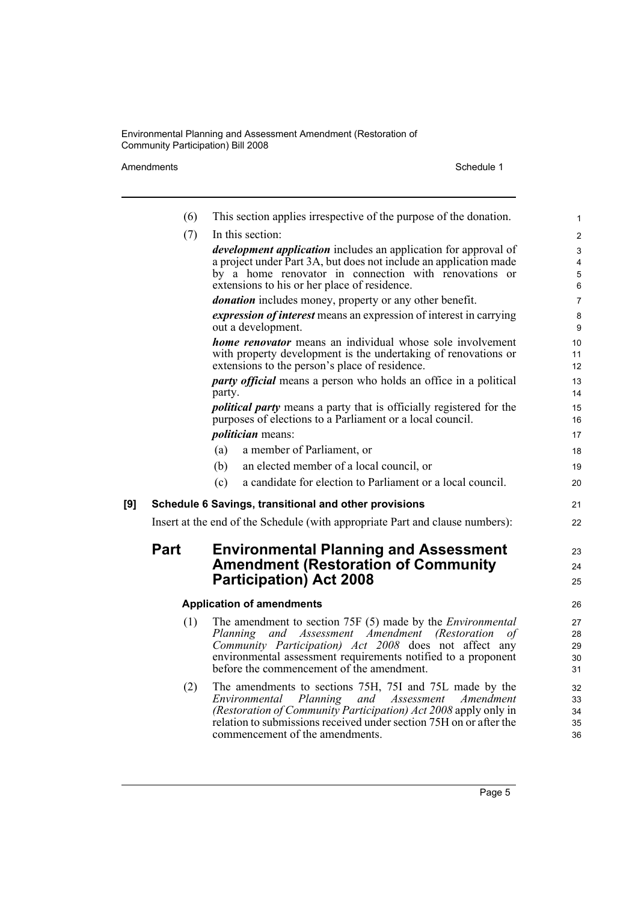(6) This section applies irrespective of the purpose of the donation.

(7) In this section:

***development application*** includes an application for approval of a project under Part 3A, but does not include an application made by a home renovator in connection with renovations or extensions to his or her place of residence.

***donation*** includes money, property or any other benefit.

***expression of interest*** means an expression of interest in carrying out a development.

***home renovator*** means an individual whose sole involvement with property development is the undertaking of renovations or extensions to the person's place of residence.

***party official*** means a person who holds an office in a political party.

***political party*** means a party that is officially registered for the purposes of elections to a Parliament or a local council.

***politician*** means:

(a) a member of Parliament, or

(b) an elected member of a local council, or

(c) a candidate for election to Parliament or a local council.

**[9] Schedule 6 Savings, transitional and other provisions**

Insert at the end of the Schedule (with appropriate Part and clause numbers):

## Part Environmental Planning and Assessment Amendment (Restoration of Community Participation) Act 2008

### Application of amendments

(1) The amendment to section 75F (5) made by the *Environmental Planning and Assessment Amendment (Restoration of Community Participation) Act 2008* does not affect any environmental assessment requirements notified to a proponent before the commencement of the amendment.

(2) The amendments to sections 75H, 75I and 75L made by the *Environmental Planning and Assessment Amendment (Restoration of Community Participation) Act 2008* apply only in relation to submissions received under section 75H on or after the commencement of the amendments.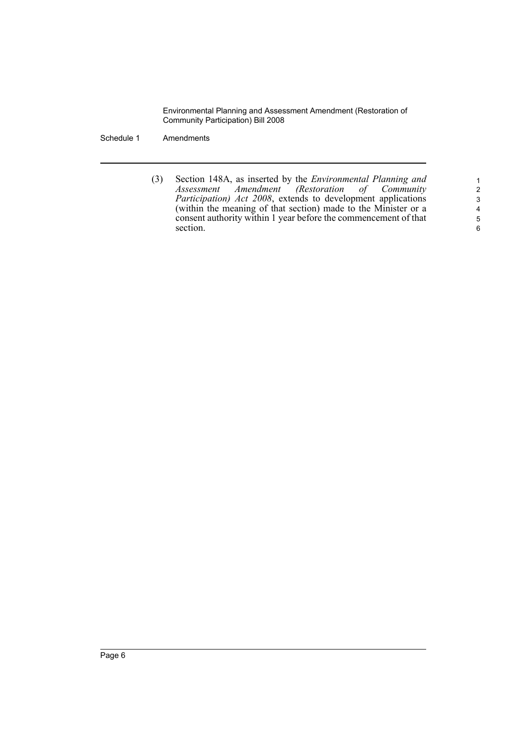(3) Section 148A, as inserted by the *Environmental Planning and Assessment Amendment (Restoration of Community Participation) Act 2008*, extends to development applications (within the meaning of that section) made to the Minister or a consent authority within 1 year before the commencement of that section.